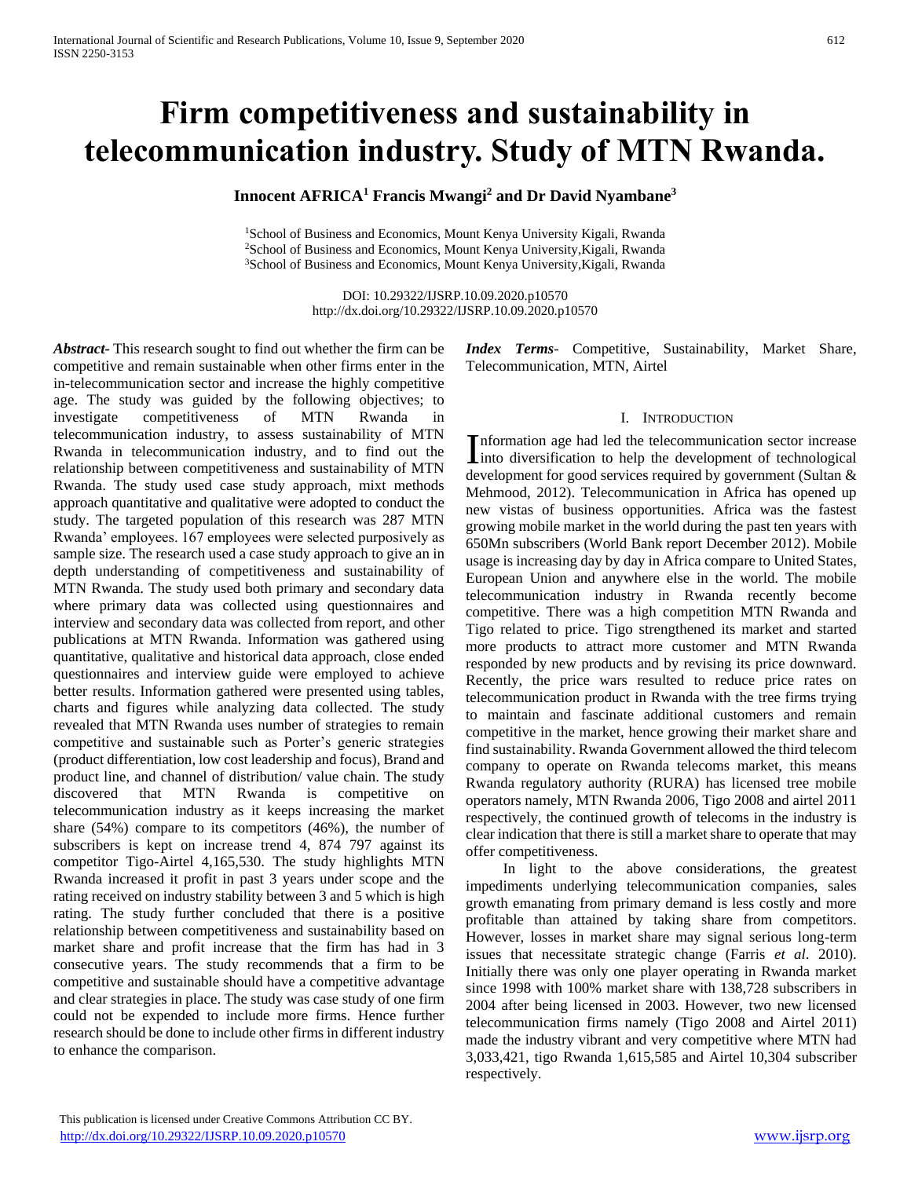# Firm competitiveness and sustainability in telecommunication industry. Study of MTN Rwanda.

**Innocent AFRICA[1] Francis Mwangi[2] and Dr David Nyambane[3]**

[1]School of Business and Economics, Mount Kenya University Kigali, Rwanda
[2]School of Business and Economics, Mount Kenya University,Kigali, Rwanda
[3]School of Business and Economics, Mount Kenya University,Kigali, Rwanda

DOI: 10.29322/IJSRP.10.09.2020.p10570
http://dx.doi.org/10.29322/IJSRP.10.09.2020.p10570

***Abstract***- This research sought to find out whether the firm can be competitive and remain sustainable when other firms enter in the in-telecommunication sector and increase the highly competitive age. The study was guided by the following objectives; to investigate competitiveness of MTN Rwanda in telecommunication industry, to assess sustainability of MTN Rwanda in telecommunication industry, and to find out the relationship between competitiveness and sustainability of MTN Rwanda. The study used case study approach, mixt methods approach quantitative and qualitative were adopted to conduct the study. The targeted population of this research was 287 MTN Rwanda' employees. 167 employees were selected purposively as sample size. The research used a case study approach to give an in depth understanding of competitiveness and sustainability of MTN Rwanda. The study used both primary and secondary data where primary data was collected using questionnaires and interview and secondary data was collected from report, and other publications at MTN Rwanda. Information was gathered using quantitative, qualitative and historical data approach, close ended questionnaires and interview guide were employed to achieve better results. Information gathered were presented using tables, charts and figures while analyzing data collected. The study revealed that MTN Rwanda uses number of strategies to remain competitive and sustainable such as Porter's generic strategies (product differentiation, low cost leadership and focus), Brand and product line, and channel of distribution/ value chain. The study discovered that MTN Rwanda is competitive on telecommunication industry as it keeps increasing the market share (54%) compare to its competitors (46%), the number of subscribers is kept on increase trend 4, 874 797 against its competitor Tigo-Airtel 4,165,530. The study highlights MTN Rwanda increased it profit in past 3 years under scope and the rating received on industry stability between 3 and 5 which is high rating. The study further concluded that there is a positive relationship between competitiveness and sustainability based on market share and profit increase that the firm has had in 3 consecutive years. The study recommends that a firm to be competitive and sustainable should have a competitive advantage and clear strategies in place. The study was case study of one firm could not be expended to include more firms. Hence further research should be done to include other firms in different industry to enhance the comparison.

***Index Terms***- Competitive, Sustainability, Market Share, Telecommunication, MTN, Airtel

## I. Introduction

Information age had led the telecommunication sector increase into diversification to help the development of technological development for good services required by government (Sultan & Mehmood, 2012). Telecommunication in Africa has opened up new vistas of business opportunities. Africa was the fastest growing mobile market in the world during the past ten years with 650Mn subscribers (World Bank report December 2012). Mobile usage is increasing day by day in Africa compare to United States, European Union and anywhere else in the world. The mobile telecommunication industry in Rwanda recently become competitive. There was a high competition MTN Rwanda and Tigo related to price. Tigo strengthened its market and started more products to attract more customer and MTN Rwanda responded by new products and by revising its price downward. Recently, the price wars resulted to reduce price rates on telecommunication product in Rwanda with the tree firms trying to maintain and fascinate additional customers and remain competitive in the market, hence growing their market share and find sustainability. Rwanda Government allowed the third telecom company to operate on Rwanda telecoms market, this means Rwanda regulatory authority (RURA) has licensed tree mobile operators namely, MTN Rwanda 2006, Tigo 2008 and airtel 2011 respectively, the continued growth of telecoms in the industry is clear indication that there is still a market share to operate that may offer competitiveness.

In light to the above considerations, the greatest impediments underlying telecommunication companies, sales growth emanating from primary demand is less costly and more profitable than attained by taking share from competitors. However, losses in market share may signal serious long-term issues that necessitate strategic change (Farris *et al*. 2010). Initially there was only one player operating in Rwanda market since 1998 with 100% market share with 138,728 subscribers in 2004 after being licensed in 2003. However, two new licensed telecommunication firms namely (Tigo 2008 and Airtel 2011) made the industry vibrant and very competitive where MTN had 3,033,421, tigo Rwanda 1,615,585 and Airtel 10,304 subscriber respectively.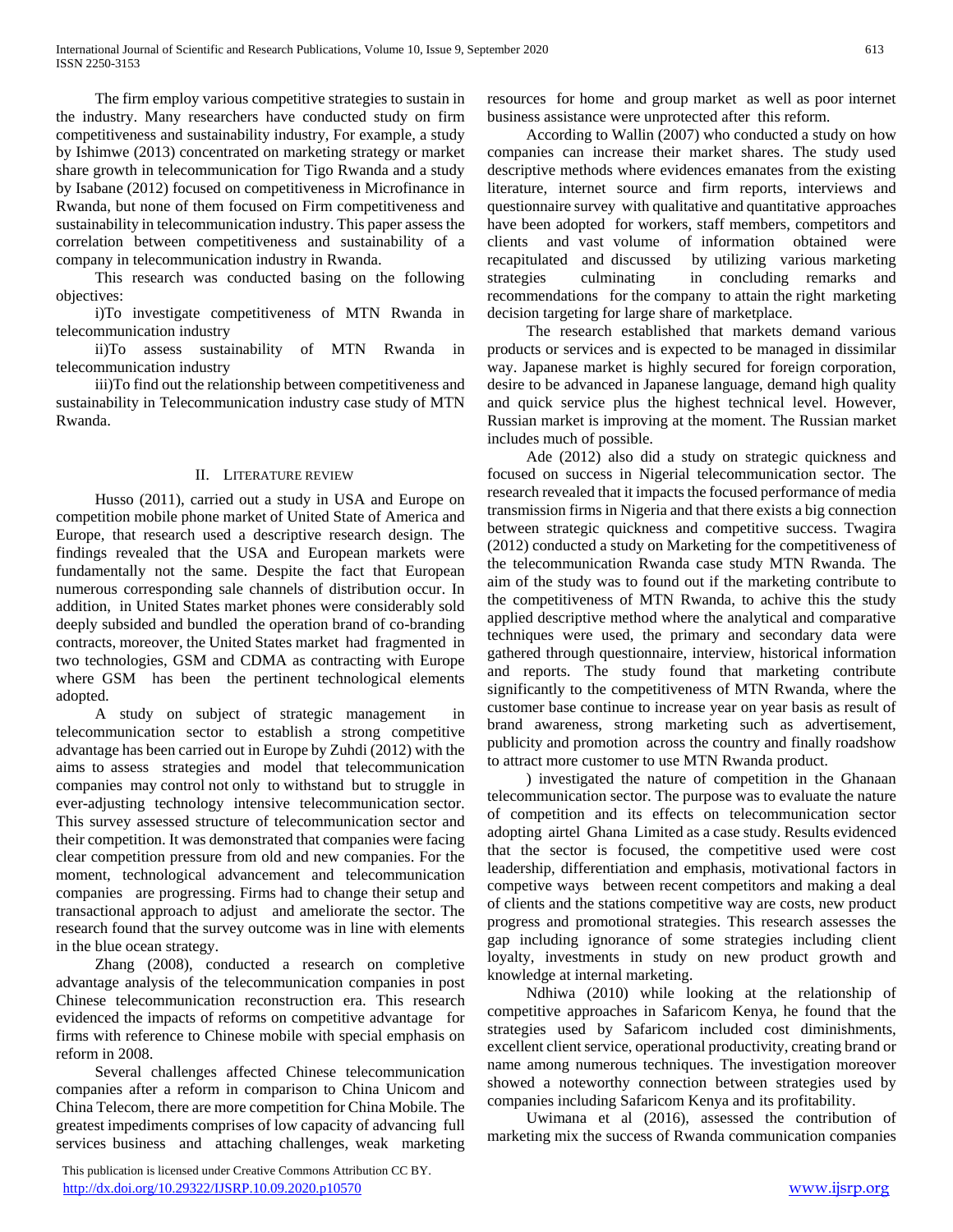The firm employ various competitive strategies to sustain in the industry. Many researchers have conducted study on firm competitiveness and sustainability industry, For example, a study by Ishimwe (2013) concentrated on marketing strategy or market share growth in telecommunication for Tigo Rwanda and a study by Isabane (2012) focused on competitiveness in Microfinance in Rwanda, but none of them focused on Firm competitiveness and sustainability in telecommunication industry. This paper assess the correlation between competitiveness and sustainability of a company in telecommunication industry in Rwanda.

This research was conducted basing on the following objectives:

i)To investigate competitiveness of MTN Rwanda in telecommunication industry

ii)To assess sustainability of MTN Rwanda in telecommunication industry

iii)To find out the relationship between competitiveness and sustainability in Telecommunication industry case study of MTN Rwanda.

## II. Literature review

Husso (2011), carried out a study in USA and Europe on competition mobile phone market of United State of America and Europe, that research used a descriptive research design. The findings revealed that the USA and European markets were fundamentally not the same. Despite the fact that European numerous corresponding sale channels of distribution occur. In addition, in United States market phones were considerably sold deeply subsided and bundled the operation brand of co-branding contracts, moreover, the United States market had fragmented in two technologies, GSM and CDMA as contracting with Europe where GSM has been the pertinent technological elements adopted.

A study on subject of strategic management in telecommunication sector to establish a strong competitive advantage has been carried out in Europe by Zuhdi (2012) with the aims to assess strategies and model that telecommunication companies may control not only to withstand but to struggle in ever-adjusting technology intensive telecommunication sector. This survey assessed structure of telecommunication sector and their competition. It was demonstrated that companies were facing clear competition pressure from old and new companies. For the moment, technological advancement and telecommunication companies are progressing. Firms had to change their setup and transactional approach to adjust and ameliorate the sector. The research found that the survey outcome was in line with elements in the blue ocean strategy.

Zhang (2008), conducted a research on completive advantage analysis of the telecommunication companies in post Chinese telecommunication reconstruction era. This research evidenced the impacts of reforms on competitive advantage for firms with reference to Chinese mobile with special emphasis on reform in 2008.

Several challenges affected Chinese telecommunication companies after a reform in comparison to China Unicom and China Telecom, there are more competition for China Mobile. The greatest impediments comprises of low capacity of advancing full services business and attaching challenges, weak marketing resources for home and group market as well as poor internet business assistance were unprotected after this reform.

According to Wallin (2007) who conducted a study on how companies can increase their market shares. The study used descriptive methods where evidences emanates from the existing literature, internet source and firm reports, interviews and questionnaire survey with qualitative and quantitative approaches have been adopted for workers, staff members, competitors and clients and vast volume of information obtained were recapitulated and discussed by utilizing various marketing strategies culminating in concluding remarks and recommendations for the company to attain the right marketing decision targeting for large share of marketplace.

The research established that markets demand various products or services and is expected to be managed in dissimilar way. Japanese market is highly secured for foreign corporation, desire to be advanced in Japanese language, demand high quality and quick service plus the highest technical level. However, Russian market is improving at the moment. The Russian market includes much of possible.

Ade (2012) also did a study on strategic quickness and focused on success in Nigerial telecommunication sector. The research revealed that it impacts the focused performance of media transmission firms in Nigeria and that there exists a big connection between strategic quickness and competitive success. Twagira (2012) conducted a study on Marketing for the competitiveness of the telecommunication Rwanda case study MTN Rwanda. The aim of the study was to found out if the marketing contribute to the competitiveness of MTN Rwanda, to achive this the study applied descriptive method where the analytical and comparative techniques were used, the primary and secondary data were gathered through questionnaire, interview, historical information and reports. The study found that marketing contribute significantly to the competitiveness of MTN Rwanda, where the customer base continue to increase year on year basis as result of brand awareness, strong marketing such as advertisement, publicity and promotion across the country and finally roadshow to attract more customer to use MTN Rwanda product.

) investigated the nature of competition in the Ghanaan telecommunication sector. The purpose was to evaluate the nature of competition and its effects on telecommunication sector adopting airtel Ghana Limited as a case study. Results evidenced that the sector is focused, the competitive used were cost leadership, differentiation and emphasis, motivational factors in competive ways between recent competitors and making a deal of clients and the stations competitive way are costs, new product progress and promotional strategies. This research assesses the gap including ignorance of some strategies including client loyalty, investments in study on new product growth and knowledge at internal marketing.

Ndhiwa (2010) while looking at the relationship of competitive approaches in Safaricom Kenya, he found that the strategies used by Safaricom included cost diminishments, excellent client service, operational productivity, creating brand or name among numerous techniques. The investigation moreover showed a noteworthy connection between strategies used by companies including Safaricom Kenya and its profitability.

Uwimana et al (2016), assessed the contribution of marketing mix the success of Rwanda communication companies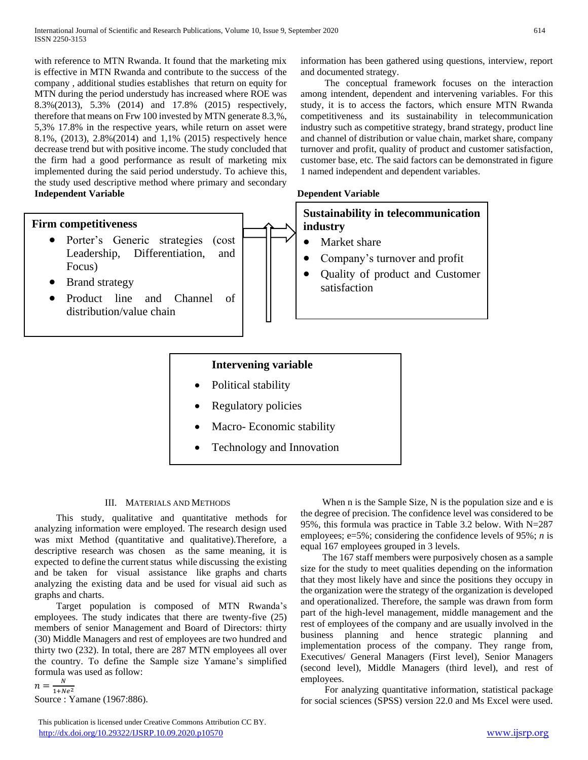with reference to MTN Rwanda. It found that the marketing mix is effective in MTN Rwanda and contribute to the success of the company , additional studies establishes that return on equity for MTN during the period understudy has increased where ROE was 8.3%(2013), 5.3% (2014) and 17.8% (2015) respectively, therefore that means on Frw 100 invested by MTN generate 8.3,%, 5,3% 17.8% in the respective years, while return on asset were 8.1%, (2013), 2.8%(2014) and 1,1% (2015) respectively hence decrease trend but with positive income. The study concluded that the firm had a good performance as result of marketing mix implemented during the said period understudy. To achieve this, the study used descriptive method where primary and secondary information has been gathered using questions, interview, report and documented strategy.

The conceptual framework focuses on the interaction among intendent, dependent and intervening variables. For this study, it is to access the factors, which ensure MTN Rwanda competitiveness and its sustainability in telecommunication industry such as competitive strategy, brand strategy, product line and channel of distribution or value chain, market share, company turnover and profit, quality of product and customer satisfaction, customer base, etc. The said factors can be demonstrated in figure 1 named independent and dependent variables.

**Independent Variable**

**Firm competitiveness**

- Porter's Generic strategies (cost Leadership, Differentiation, and Focus)
- Brand strategy
- Product line and Channel of distribution/value chain

**Dependent Variable**

**Sustainability in telecommunication industry**

- Market share
- Company's turnover and profit
- Quality of product and Customer satisfaction

**Intervening variable**

- Political stability
- Regulatory policies
- Macro- Economic stability
- Technology and Innovation

## III. Materials and Methods

This study, qualitative and quantitative methods for analyzing information were employed. The research design used was mixt Method (quantitative and qualitative).Therefore, a descriptive research was chosen as the same meaning, it is expected to define the current status while discussing the existing and be taken for visual assistance like graphs and charts analyzing the existing data and be used for visual aid such as graphs and charts.

Target population is composed of MTN Rwanda's employees. The study indicates that there are twenty-five (25) members of senior Management and Board of Directors: thirty (30) Middle Managers and rest of employees are two hundred and thirty two (232). In total, there are 287 MTN employees all over the country. To define the Sample size Yamane's simplified formula was used as follow:

$$n = \frac{N}{1+Ne^2}$$

Source : Yamane (1967:886).

When n is the Sample Size, N is the population size and e is the degree of precision. The confidence level was considered to be 95%, this formula was practice in Table 3.2 below. With N=287 employees; e=5%; considering the confidence levels of 95%; *n* is equal 167 employees grouped in 3 levels.

The 167 staff members were purposively chosen as a sample size for the study to meet qualities depending on the information that they most likely have and since the positions they occupy in the organization were the strategy of the organization is developed and operationalized. Therefore, the sample was drawn from form part of the high-level management, middle management and the rest of employees of the company and are usually involved in the business planning and hence strategic planning and implementation process of the company. They range from, Executives/ General Managers (First level), Senior Managers (second level), Middle Managers (third level), and rest of employees.

For analyzing quantitative information, statistical package for social sciences (SPSS) version 22.0 and Ms Excel were used.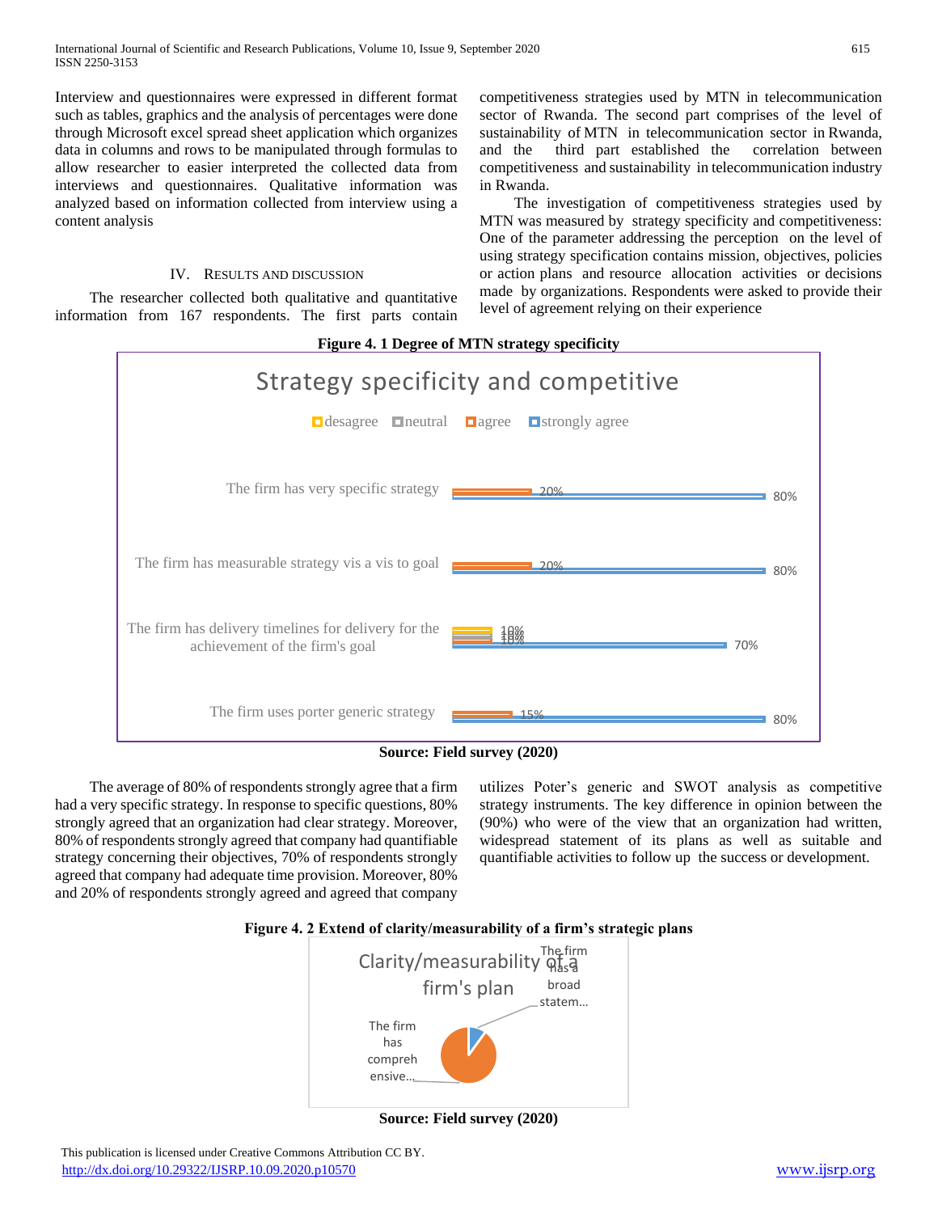Interview and questionnaires were expressed in different format such as tables, graphics and the analysis of percentages were done through Microsoft excel spread sheet application which organizes data in columns and rows to be manipulated through formulas to allow researcher to easier interpreted the collected data from interviews and questionnaires. Qualitative information was analyzed based on information collected from interview using a content analysis

## IV. Results and Discussion

The researcher collected both qualitative and quantitative information from 167 respondents. The first parts contain competitiveness strategies used by MTN in telecommunication sector of Rwanda. The second part comprises of the level of sustainability of MTN in telecommunication sector in Rwanda, and the third part established the correlation between competitiveness and sustainability in telecommunication industry in Rwanda.

The investigation of competitiveness strategies used by MTN was measured by strategy specificity and competitiveness: One of the parameter addressing the perception on the level of using strategy specification contains mission, objectives, policies or action plans and resource allocation activities or decisions made by organizations. Respondents were asked to provide their level of agreement relying on their experience

**Figure 4. 1 Degree of MTN strategy specificity**

Strategy specificity and competitive

| Statement | desagree | neutral | agree | strongly agree |
|---|---|---|---|---|
| The firm has very specific strategy | | | 20% | 80% |
| The firm has measurable strategy vis a vis to goal | | | 20% | 80% |
| The firm has delivery timelines for delivery for the achievement of the firm's goal | 10% | 10% | 10% | 70% |
| The firm uses porter generic strategy | | | 15% | 80% |

**Source: Field survey (2020)**

The average of 80% of respondents strongly agree that a firm had a very specific strategy. In response to specific questions, 80% strongly agreed that an organization had clear strategy. Moreover, 80% of respondents strongly agreed that company had quantifiable strategy concerning their objectives, 70% of respondents strongly agreed that company had adequate time provision. Moreover, 80% and 20% of respondents strongly agreed and agreed that company utilizes Poter's generic and SWOT analysis as competitive strategy instruments. The key difference in opinion between the (90%) who were of the view that an organization had written, widespread statement of its plans as well as suitable and quantifiable activities to follow up the success or development.

**Figure 4. 2 Extend of clarity/measurability of a firm's strategic plans**

Clarity/measurability of a firm's plan

- The firm has a broad statem...
- The firm has compreh ensive...

**Source: Field survey (2020)**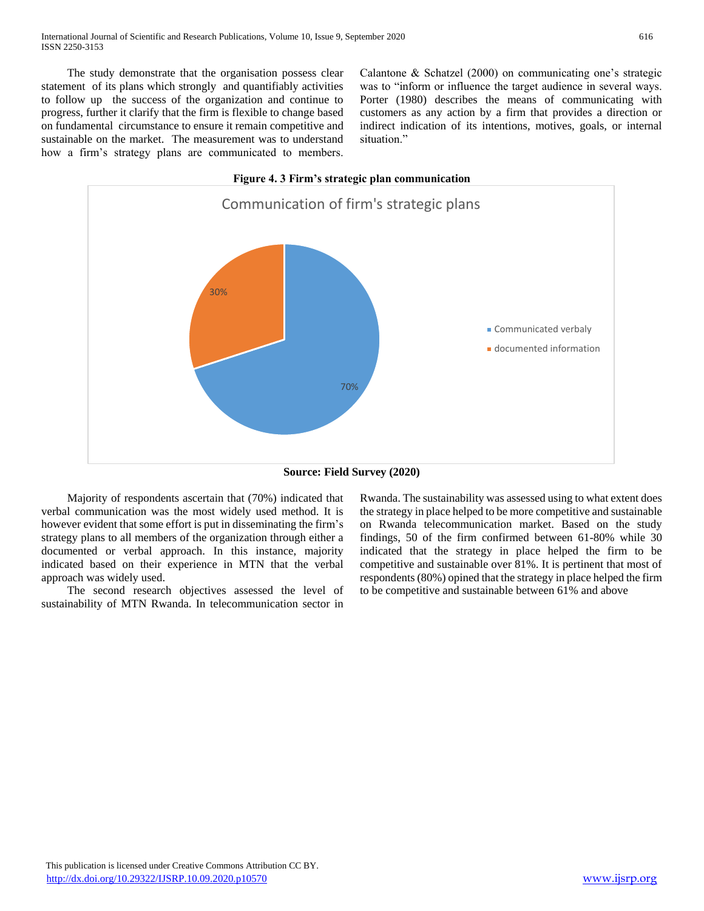The study demonstrate that the organisation possess clear statement of its plans which strongly and quantifiably activities to follow up the success of the organization and continue to progress, further it clarify that the firm is flexible to change based on fundamental circumstance to ensure it remain competitive and sustainable on the market. The measurement was to understand how a firm's strategy plans are communicated to members. Calantone & Schatzel (2000) on communicating one's strategic was to "inform or influence the target audience in several ways. Porter (1980) describes the means of communicating with customers as any action by a firm that provides a direction or indirect indication of its intentions, motives, goals, or internal situation."

**Figure 4. 3 Firm's strategic plan communication**

Communication of firm's strategic plans

| Category | Percentage |
|---|---|
| Communicated verbaly | 70% |
| documented information | 30% |

**Source: Field Survey (2020)**

Majority of respondents ascertain that (70%) indicated that verbal communication was the most widely used method. It is however evident that some effort is put in disseminating the firm's strategy plans to all members of the organization through either a documented or verbal approach. In this instance, majority indicated based on their experience in MTN that the verbal approach was widely used.

The second research objectives assessed the level of sustainability of MTN Rwanda. In telecommunication sector in Rwanda. The sustainability was assessed using to what extent does the strategy in place helped to be more competitive and sustainable on Rwanda telecommunication market. Based on the study findings, 50 of the firm confirmed between 61-80% while 30 indicated that the strategy in place helped the firm to be competitive and sustainable over 81%. It is pertinent that most of respondents (80%) opined that the strategy in place helped the firm to be competitive and sustainable between 61% and above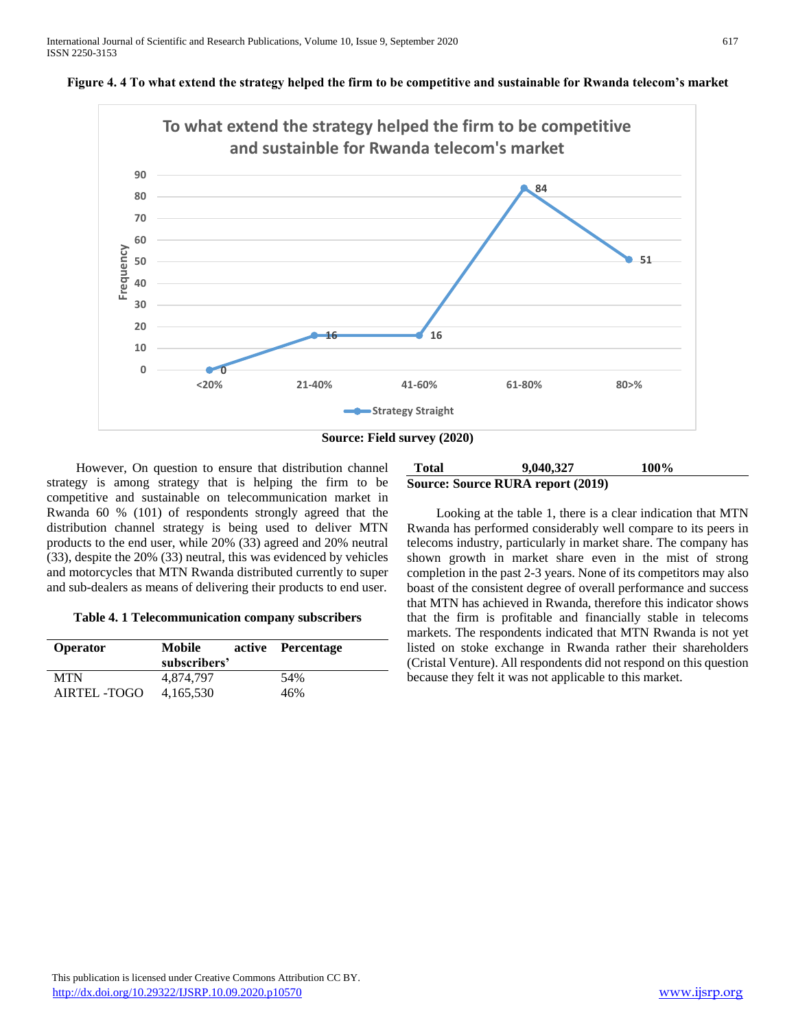**Figure 4. 4 To what extend the strategy helped the firm to be competitive and sustainable for Rwanda telecom's market**

**Source: Field survey (2020)**

However, On question to ensure that distribution channel strategy is among strategy that is helping the firm to be competitive and sustainable on telecommunication market in Rwanda 60 % (101) of respondents strongly agreed that the distribution channel strategy is being used to deliver MTN products to the end user, while 20% (33) agreed and 20% neutral (33), despite the 20% (33) neutral, this was evidenced by vehicles and motorcycles that MTN Rwanda distributed currently to super and sub-dealers as means of delivering their products to end user.

**Table 4. 1 Telecommunication company subscribers**

| Operator | Mobile active subscribers' | Percentage |
|---|---|---|
| MTN | 4,874,797 | 54% |
| AIRTEL -TOGO | 4,165,530 | 46% |
| **Total** | **9,040,327** | **100%** |

**Source: Source RURA report (2019)**

Looking at the table 1, there is a clear indication that MTN Rwanda has performed considerably well compare to its peers in telecoms industry, particularly in market share. The company has shown growth in market share even in the mist of strong completion in the past 2-3 years. None of its competitors may also boast of the consistent degree of overall performance and success that MTN has achieved in Rwanda, therefore this indicator shows that the firm is profitable and financially stable in telecoms markets. The respondents indicated that MTN Rwanda is not yet listed on stoke exchange in Rwanda rather their shareholders (Cristal Venture). All respondents did not respond on this question because they felt it was not applicable to this market.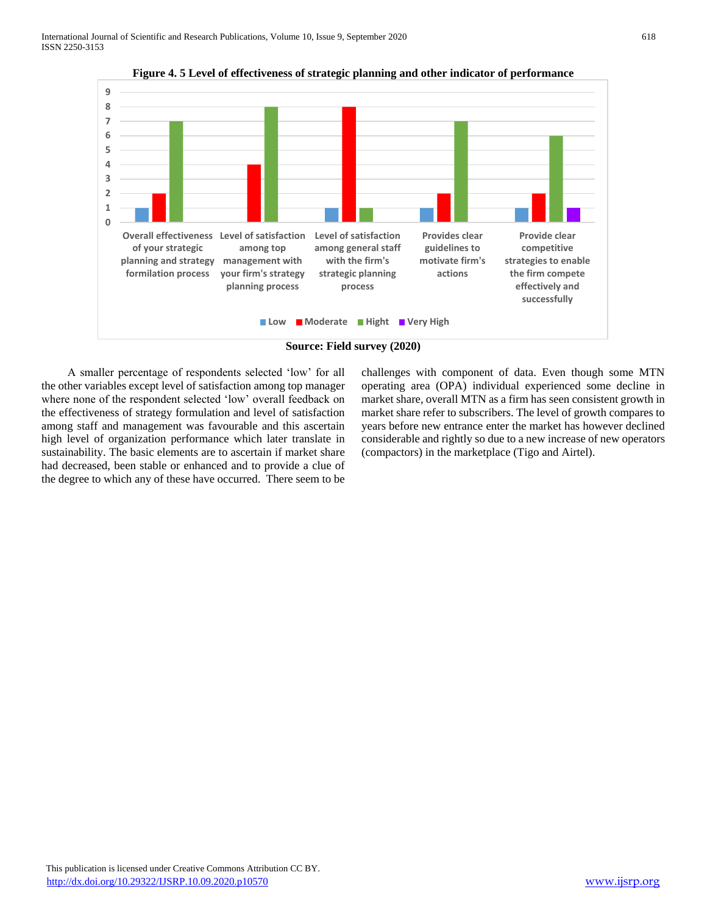**Figure 4. 5 Level of effectiveness of strategic planning and other indicator of performance**

| | Low | Moderate | Hight | Very High |
|---|---|---|---|---|
| Overall effectiveness of your strategic planning and strategy formilation process | 1 | 2 | 7 | |
| Level of satisfaction among top management with your firm's strategy planning process | | 4 | 8 | |
| Level of satisfaction among general staff with the firm's strategic planning process | 1 | 8 | 1 | |
| Provides clear guidelines to motivate firm's actions | 1 | 2 | 7 | |
| Provide clear competitive strategies to enable the firm compete effectively and successfully | 1 | 2 | 6 | 1 |

**Source: Field survey (2020)**

A smaller percentage of respondents selected 'low' for all the other variables except level of satisfaction among top manager where none of the respondent selected 'low' overall feedback on the effectiveness of strategy formulation and level of satisfaction among staff and management was favourable and this ascertain high level of organization performance which later translate in sustainability. The basic elements are to ascertain if market share had decreased, been stable or enhanced and to provide a clue of the degree to which any of these have occurred. There seem to be challenges with component of data. Even though some MTN operating area (OPA) individual experienced some decline in market share, overall MTN as a firm has seen consistent growth in market share refer to subscribers. The level of growth compares to years before new entrance enter the market has however declined considerable and rightly so due to a new increase of new operators (compactors) in the marketplace (Tigo and Airtel).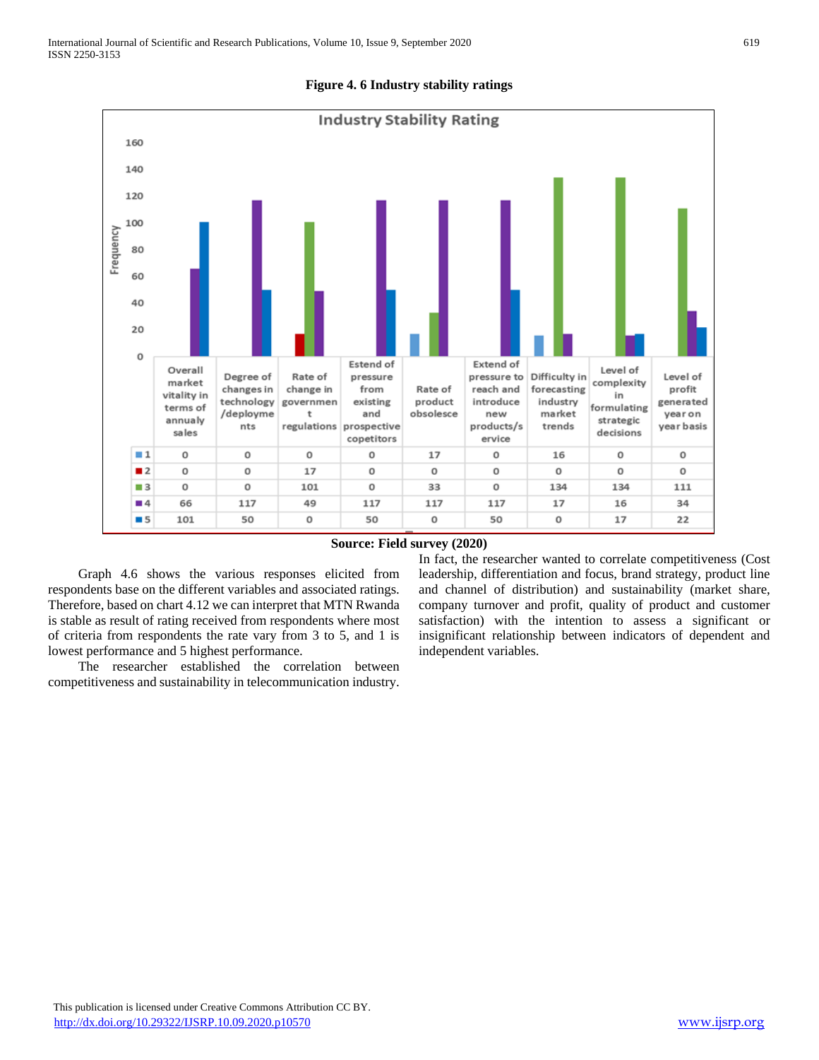**Figure 4. 6 Industry stability ratings**

Industry Stability Rating

| | Overall market vitality in terms of annualy sales | Degree of changes in technology /deployments | Rate of change in government regulations | Estend of pressure from existing and prospective copetitors | Rate of product obsolesce | Extend of pressure to reach and introduce new products/service | Difficulty in forecasting industry market trends | Level of complexity in formulating strategic decisions | Level of profit generated year on year basis |
|---|---|---|---|---|---|---|---|---|---|
| 1 | 0 | 0 | 0 | 0 | 17 | 0 | 16 | 0 | 0 |
| 2 | 0 | 0 | 17 | 0 | 0 | 0 | 0 | 0 | 0 |
| 3 | 0 | 0 | 101 | 0 | 33 | 0 | 134 | 134 | 111 |
| 4 | 66 | 117 | 49 | 117 | 117 | 117 | 17 | 16 | 34 |
| 5 | 101 | 50 | 0 | 50 | 0 | 50 | 0 | 17 | 22 |

**Source: Field survey (2020)**

Graph 4.6 shows the various responses elicited from respondents base on the different variables and associated ratings. Therefore, based on chart 4.12 we can interpret that MTN Rwanda is stable as result of rating received from respondents where most of criteria from respondents the rate vary from 3 to 5, and 1 is lowest performance and 5 highest performance.

The researcher established the correlation between competitiveness and sustainability in telecommunication industry. In fact, the researcher wanted to correlate competitiveness (Cost leadership, differentiation and focus, brand strategy, product line and channel of distribution) and sustainability (market share, company turnover and profit, quality of product and customer satisfaction) with the intention to assess a significant or insignificant relationship between indicators of dependent and independent variables.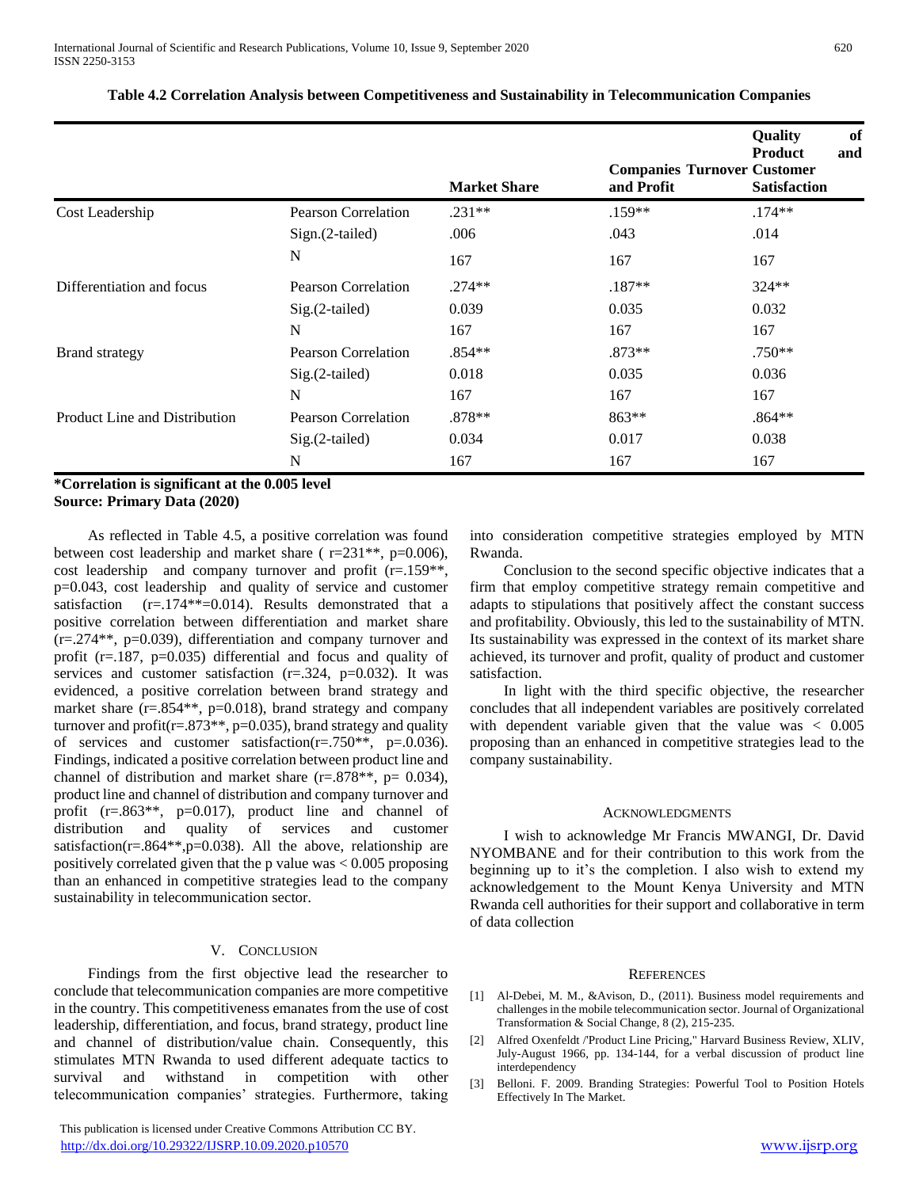**Table 4.2 Correlation Analysis between Competitiveness and Sustainability in Telecommunication Companies**

| | | Market Share | Companies Turnover and Profit | Quality of Product and Customer Satisfaction |
|---|---|---|---|---|
| Cost Leadership | Pearson Correlation | .231** | .159** | .174** |
| | Sign.(2-tailed) | .006 | .043 | .014 |
| | N | 167 | 167 | 167 |
| Differentiation and focus | Pearson Correlation | .274** | .187** | 324** |
| | Sig.(2-tailed) | 0.039 | 0.035 | 0.032 |
| | N | 167 | 167 | 167 |
| Brand strategy | Pearson Correlation | .854** | .873** | .750** |
| | Sig.(2-tailed) | 0.018 | 0.035 | 0.036 |
| | N | 167 | 167 | 167 |
| Product Line and Distribution | Pearson Correlation | .878** | 863** | .864** |
| | Sig.(2-tailed) | 0.034 | 0.017 | 0.038 |
| | N | 167 | 167 | 167 |

**\*Correlation is significant at the 0.005 level**
**Source: Primary Data (2020)**

As reflected in Table 4.5, a positive correlation was found between cost leadership and market share ( r=231**, p=0.006), cost leadership and company turnover and profit (r=.159**, p=0.043, cost leadership and quality of service and customer satisfaction (r=.174**=0.014). Results demonstrated that a positive correlation between differentiation and market share (r=.274**, p=0.039), differentiation and company turnover and profit (r=.187, p=0.035) differential and focus and quality of services and customer satisfaction (r=.324, p=0.032). It was evidenced, a positive correlation between brand strategy and market share (r=.854**, p=0.018), brand strategy and company turnover and profit(r=.873**, p=0.035), brand strategy and quality of services and customer satisfaction(r=.750**, p=.0.036). Findings, indicated a positive correlation between product line and channel of distribution and market share (r=.878**, p= 0.034), product line and channel of distribution and company turnover and profit (r=.863**, p=0.017), product line and channel of distribution and quality of services and customer satisfaction(r=.864**,p=0.038). All the above, relationship are positively correlated given that the p value was < 0.005 proposing than an enhanced in competitive strategies lead to the company sustainability in telecommunication sector.

## V. Conclusion

Findings from the first objective lead the researcher to conclude that telecommunication companies are more competitive in the country. This competitiveness emanates from the use of cost leadership, differentiation, and focus, brand strategy, product line and channel of distribution/value chain. Consequently, this stimulates MTN Rwanda to used different adequate tactics to survival and withstand in competition with other telecommunication companies' strategies. Furthermore, taking into consideration competitive strategies employed by MTN Rwanda.

Conclusion to the second specific objective indicates that a firm that employ competitive strategy remain competitive and adapts to stipulations that positively affect the constant success and profitability. Obviously, this led to the sustainability of MTN. Its sustainability was expressed in the context of its market share achieved, its turnover and profit, quality of product and customer satisfaction.

In light with the third specific objective, the researcher concludes that all independent variables are positively correlated with dependent variable given that the value was < 0.005 proposing than an enhanced in competitive strategies lead to the company sustainability.

## Acknowledgments

I wish to acknowledge Mr Francis MWANGI, Dr. David NYOMBANE and for their contribution to this work from the beginning up to it's the completion. I also wish to extend my acknowledgement to the Mount Kenya University and MTN Rwanda cell authorities for their support and collaborative in term of data collection

## References

[1] Al-Debei, M. M., &Avison, D., (2011). Business model requirements and challenges in the mobile telecommunication sector. Journal of Organizational Transformation & Social Change, 8 (2), 215-235.

[2] Alfred Oxenfeldt /'Product Line Pricing," Harvard Business Review, XLIV, July-August 1966, pp. 134-144, for a verbal discussion of product line interdependency

[3] Belloni. F. 2009. Branding Strategies: Powerful Tool to Position Hotels Effectively In The Market.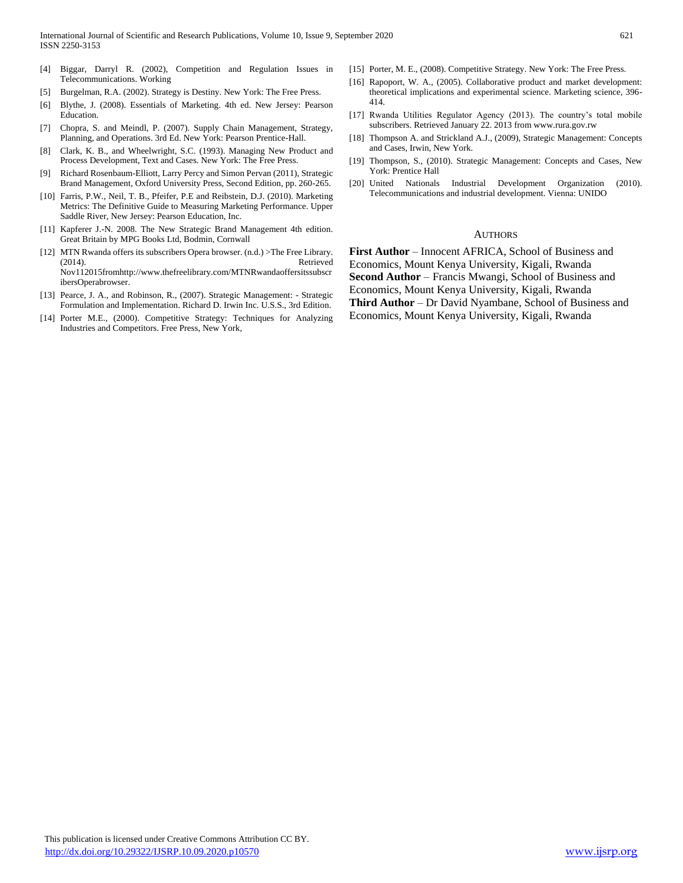[4] Biggar, Darryl R. (2002), Competition and Regulation Issues in Telecommunications. Working

[5] Burgelman, R.A. (2002). Strategy is Destiny. New York: The Free Press.

[6] Blythe, J. (2008). Essentials of Marketing. 4th ed. New Jersey: Pearson Education.

[7] Chopra, S. and Meindl, P. (2007). Supply Chain Management, Strategy, Planning, and Operations. 3rd Ed. New York: Pearson Prentice-Hall.

[8] Clark, K. B., and Wheelwright, S.C. (1993). Managing New Product and Process Development, Text and Cases. New York: The Free Press.

[9] Richard Rosenbaum-Elliott, Larry Percy and Simon Pervan (2011), Strategic Brand Management, Oxford University Press, Second Edition, pp. 260-265.

[10] Farris, P.W., Neil, T. B., Pfeifer, P.E and Reibstein, D.J. (2010). Marketing Metrics: The Definitive Guide to Measuring Marketing Performance. Upper Saddle River, New Jersey: Pearson Education, Inc.

[11] Kapferer J.-N. 2008. The New Strategic Brand Management 4th edition. Great Britain by MPG Books Ltd, Bodmin, Cornwall

[12] MTN Rwanda offers its subscribers Opera browser. (n.d.) >The Free Library. (2014). Retrieved Nov112015fromhttp://www.thefreelibrary.com/MTNRwandaoffersitssubscribersOperabrowser.

[13] Pearce, J. A., and Robinson, R., (2007). Strategic Management: - Strategic Formulation and Implementation. Richard D. Irwin Inc. U.S.S., 3rd Edition.

[14] Porter M.E., (2000). Competitive Strategy: Techniques for Analyzing Industries and Competitors. Free Press, New York,

[15] Porter, M. E., (2008). Competitive Strategy. New York: The Free Press.

[16] Rapoport, W. A., (2005). Collaborative product and market development: theoretical implications and experimental science. Marketing science, 396-414.

[17] Rwanda Utilities Regulator Agency (2013). The country's total mobile subscribers. Retrieved January 22. 2013 from www.rura.gov.rw

[18] Thompson A. and Strickland A.J., (2009), Strategic Management: Concepts and Cases, Irwin, New York.

[19] Thompson, S., (2010). Strategic Management: Concepts and Cases, New York: Prentice Hall

[20] United Nationals Industrial Development Organization (2010). Telecommunications and industrial development. Vienna: UNIDO

## Authors

**First Author** – Innocent AFRICA, School of Business and Economics, Mount Kenya University, Kigali, Rwanda
**Second Author** – Francis Mwangi, School of Business and Economics, Mount Kenya University, Kigali, Rwanda
**Third Author** – Dr David Nyambane, School of Business and Economics, Mount Kenya University, Kigali, Rwanda